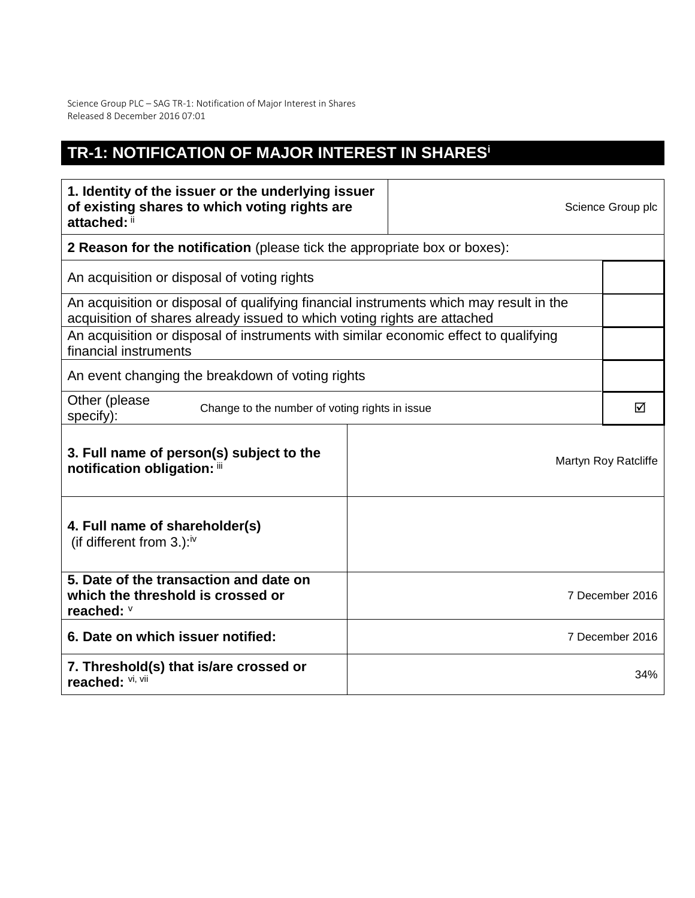Science Group PLC – SAG TR-1: Notification of Major Interest in Shares
Released 8 December 2016 07:01

# TR-1: NOTIFICATION OF MAJOR INTEREST IN SHARES[i]

| **1. Identity of the issuer or the underlying issuer of existing shares to which voting rights are attached:** [ii] | Science Group plc |
|---|---|
| **2 Reason for the notification** (please tick the appropriate box or boxes): | |
| An acquisition or disposal of voting rights | |
| An acquisition or disposal of qualifying financial instruments which may result in the acquisition of shares already issued to which voting rights are attached | |
| An acquisition or disposal of instruments with similar economic effect to qualifying financial instruments | |
| An event changing the breakdown of voting rights | |
| Other (please specify): Change to the number of voting rights in issue | ☑ |
| **3. Full name of person(s) subject to the notification obligation:** [iii] | Martyn Roy Ratcliffe |
| **4. Full name of shareholder(s)** (if different from 3.):[iv] | |
| **5. Date of the transaction and date on which the threshold is crossed or reached:** [v] | 7 December 2016 |
| **6. Date on which issuer notified:** | 7 December 2016 |
| **7. Threshold(s) that is/are crossed or reached:** [vi, vii] | 34% |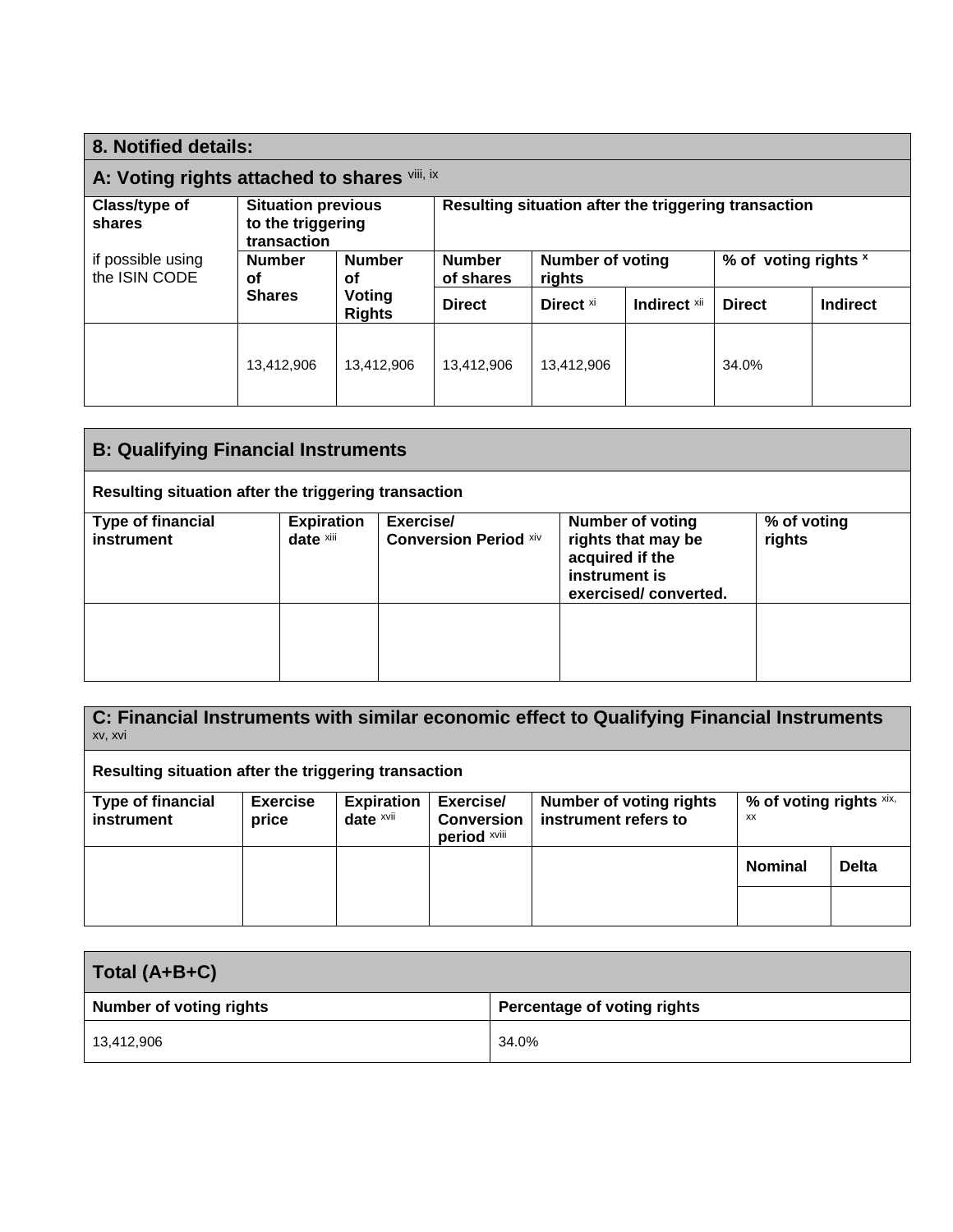## 8. Notified details:

### A: Voting rights attached to shares [viii, ix]

| Class/type of shares<br><br>if possible using the ISIN CODE | Situation previous to the triggering transaction | | Resulting situation after the triggering transaction | | | | |
|---|---|---|---|---|---|---|---|
| | Number of Shares | Number of Voting Rights | Number of shares | Number of voting rights | | % of voting rights [x] | |
| | | | Direct | Direct [xi] | Indirect [xii] | Direct | Indirect |
| | 13,412,906 | 13,412,906 | 13,412,906 | 13,412,906 | | 34.0% | |

### B: Qualifying Financial Instruments

**Resulting situation after the triggering transaction**

| Type of financial instrument | Expiration date [xiii] | Exercise/ Conversion Period [xiv] | Number of voting rights that may be acquired if the instrument is exercised/ converted. | % of voting rights |
|---|---|---|---|---|
| | | | | |

### C: Financial Instruments with similar economic effect to Qualifying Financial Instruments [xv, xvi]

**Resulting situation after the triggering transaction**

| Type of financial instrument | Exercise price | Expiration date [xvii] | Exercise/ Conversion period [xviii] | Number of voting rights instrument refers to | % of voting rights [xix, xx] | |
|---|---|---|---|---|---|---|
| | | | | | Nominal | Delta |
| | | | | | | |

### Total (A+B+C)

| Number of voting rights | Percentage of voting rights |
|---|---|
| 13,412,906 | 34.0% |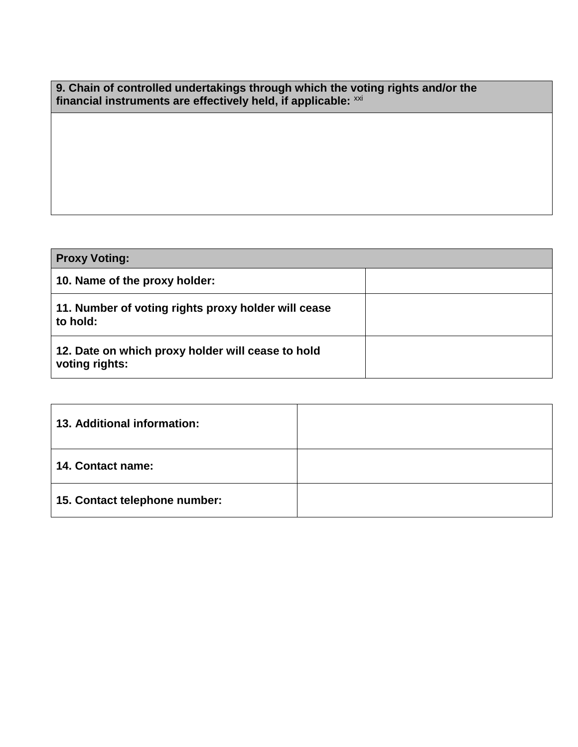| 9. Chain of controlled undertakings through which the voting rights and/or the financial instruments are effectively held, if applicable: [xxi] |
| --- |
| |

| Proxy Voting: | |
| --- | --- |
| 10. Name of the proxy holder: | |
| 11. Number of voting rights proxy holder will cease to hold: | |
| 12. Date on which proxy holder will cease to hold voting rights: | |

| | |
| --- | --- |
| 13. Additional information: | |
| 14. Contact name: | |
| 15. Contact telephone number: | |